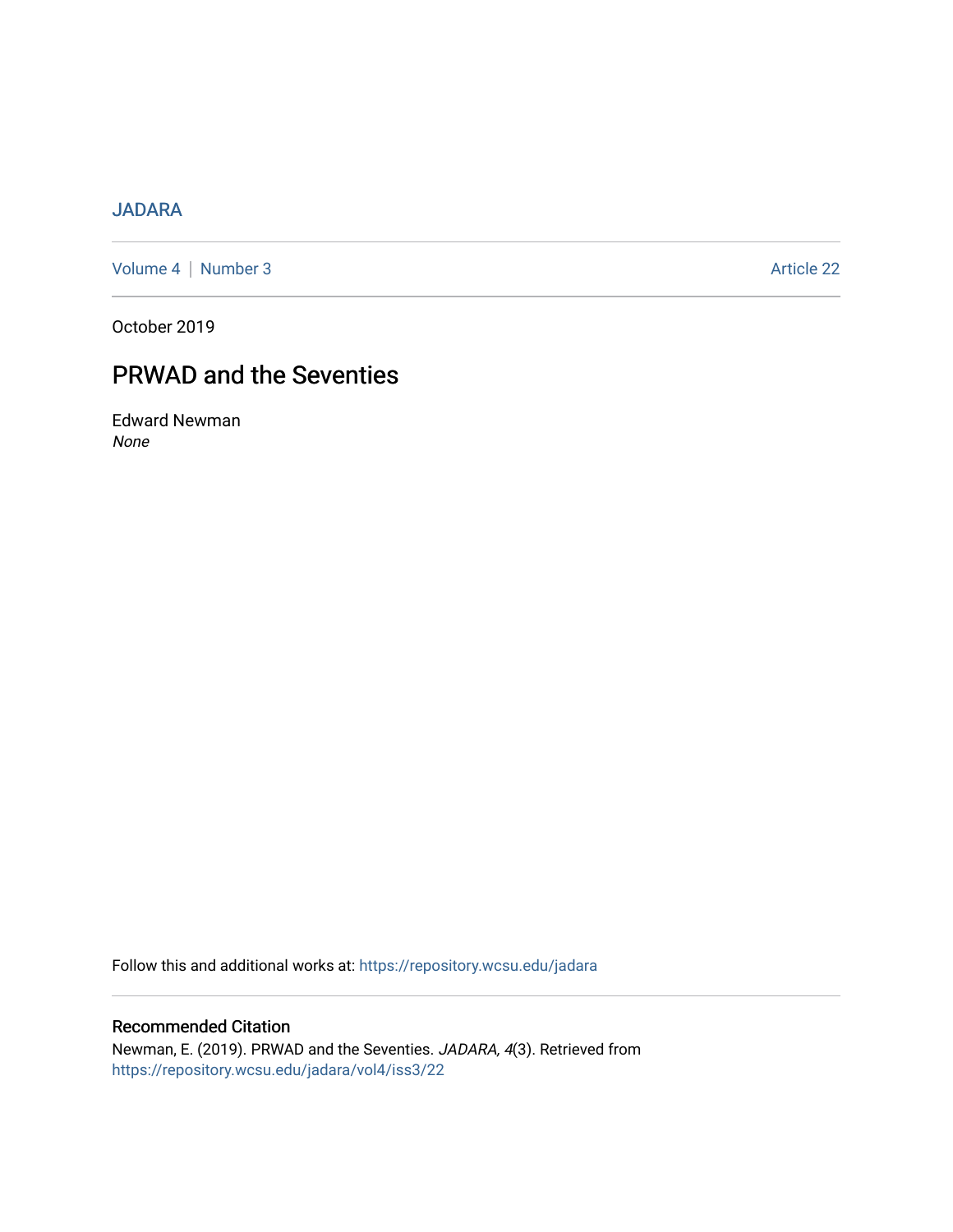JADARA

Volume 4 | Number 3 — Article 22

October 2019

# PRWAD and the Seventies

Edward Newman

*None*

Follow this and additional works at: https://repository.wcsu.edu/jadara

## Recommended Citation

Newman, E. (2019). PRWAD and the Seventies. *JADARA, 4*(3). Retrieved from https://repository.wcsu.edu/jadara/vol4/iss3/22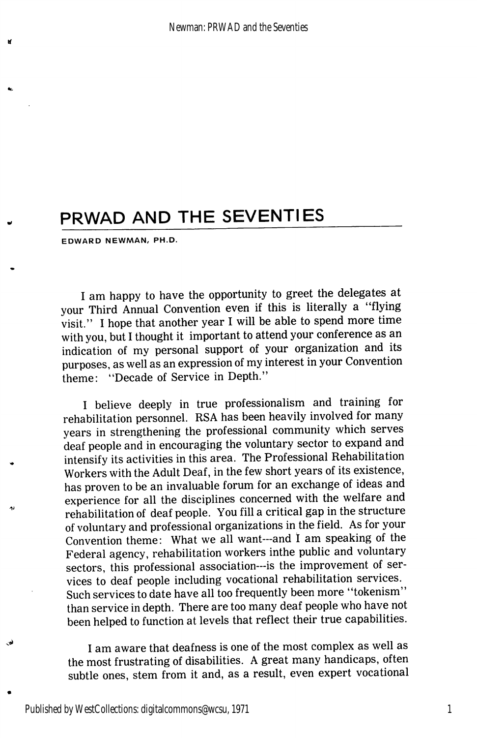# PRWAD AND THE SEVENTIES

**EDWARD NEWMAN, PH.D.**

I am happy to have the opportunity to greet the delegates at your Third Annual Convention even if this is literally a "flying visit." I hope that another year I will be able to spend more time with you, but I thought it important to attend your conference as an indication of my personal support of your organization and its purposes, as well as an expression of my interest in your Convention theme: "Decade of Service in Depth."

I believe deeply in true professionalism and training for rehabilitation personnel. RSA has been heavily involved for many years in strengthening the professional community which serves deaf people and in encouraging the voluntary sector to expand and intensify its activities in this area. The Professional Rehabilitation Workers with the Adult Deaf, in the few short years of its existence, has proven to be an invaluable forum for an exchange of ideas and experience for all the disciplines concerned with the welfare and rehabilitation of deaf people. You fill a critical gap in the structure of voluntary and professional organizations in the field. As for your Convention theme: What we all want---and I am speaking of the Federal agency, rehabilitation workers inthe public and voluntary sectors, this professional association---is the improvement of services to deaf people including vocational rehabilitation services. Such services to date have all too frequently been more "tokenism" than service in depth. There are too many deaf people who have not been helped to function at levels that reflect their true capabilities.

I am aware that deafness is one of the most complex as well as the most frustrating of disabilities. A great many handicaps, often subtle ones, stem from it and, as a result, even expert vocational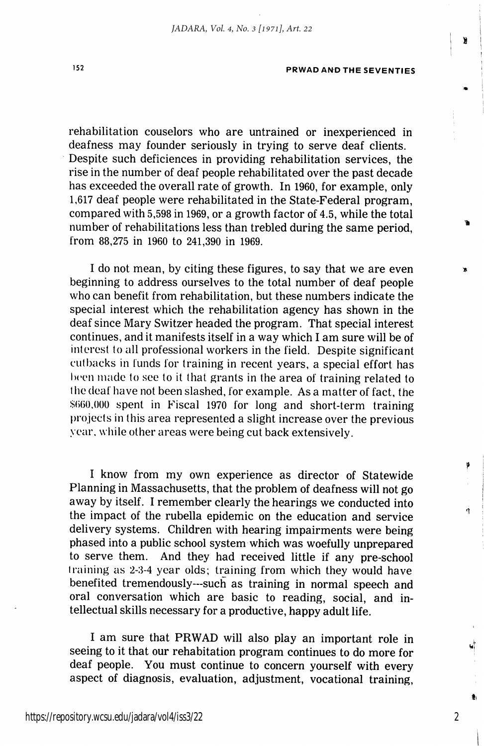rehabilitation couselors who are untrained or inexperienced in deafness may founder seriously in trying to serve deaf clients. Despite such deficiences in providing rehabilitation services, the rise in the number of deaf people rehabilitated over the past decade has exceeded the overall rate of growth. In 1960, for example, only 1,617 deaf people were rehabilitated in the State-Federal program, compared with 5,598 in 1969, or a growth factor of 4.5, while the total number of rehabilitations less than trebled during the same period, from 88,275 in 1960 to 241,390 in 1969.

I do not mean, by citing these figures, to say that we are even beginning to address ourselves to the total number of deaf people who can benefit from rehabilitation, but these numbers indicate the special interest which the rehabilitation agency has shown in the deaf since Mary Switzer headed the program. That special interest continues, and it manifests itself in a way which I am sure will be of interest to all professional workers in the field. Despite significant cutbacks in funds for training in recent years, a special effort has been made to see to it that grants in the area of training related to the deaf have not been slashed, for example. As a matter of fact, the $660,000 spent in Fiscal 1970 for long and short-term training projects in this area represented a slight increase over the previous year, while other areas were being cut back extensively.

I know from my own experience as director of Statewide Planning in Massachusetts, that the problem of deafness will not go away by itself. I remember clearly the hearings we conducted into the impact of the rubella epidemic on the education and service delivery systems. Children with hearing impairments were being phased into a public school system which was woefully unprepared to serve them. And they had received little if any pre-school training as 2-3-4 year olds; training from which they would have benefited tremendously---such as training in normal speech and oral conversation which are basic to reading, social, and intellectual skills necessary for a productive, happy adult life.

I am sure that PRWAD will also play an important role in seeing to it that our rehabitation program continues to do more for deaf people. You must continue to concern yourself with every aspect of diagnosis, evaluation, adjustment, vocational training,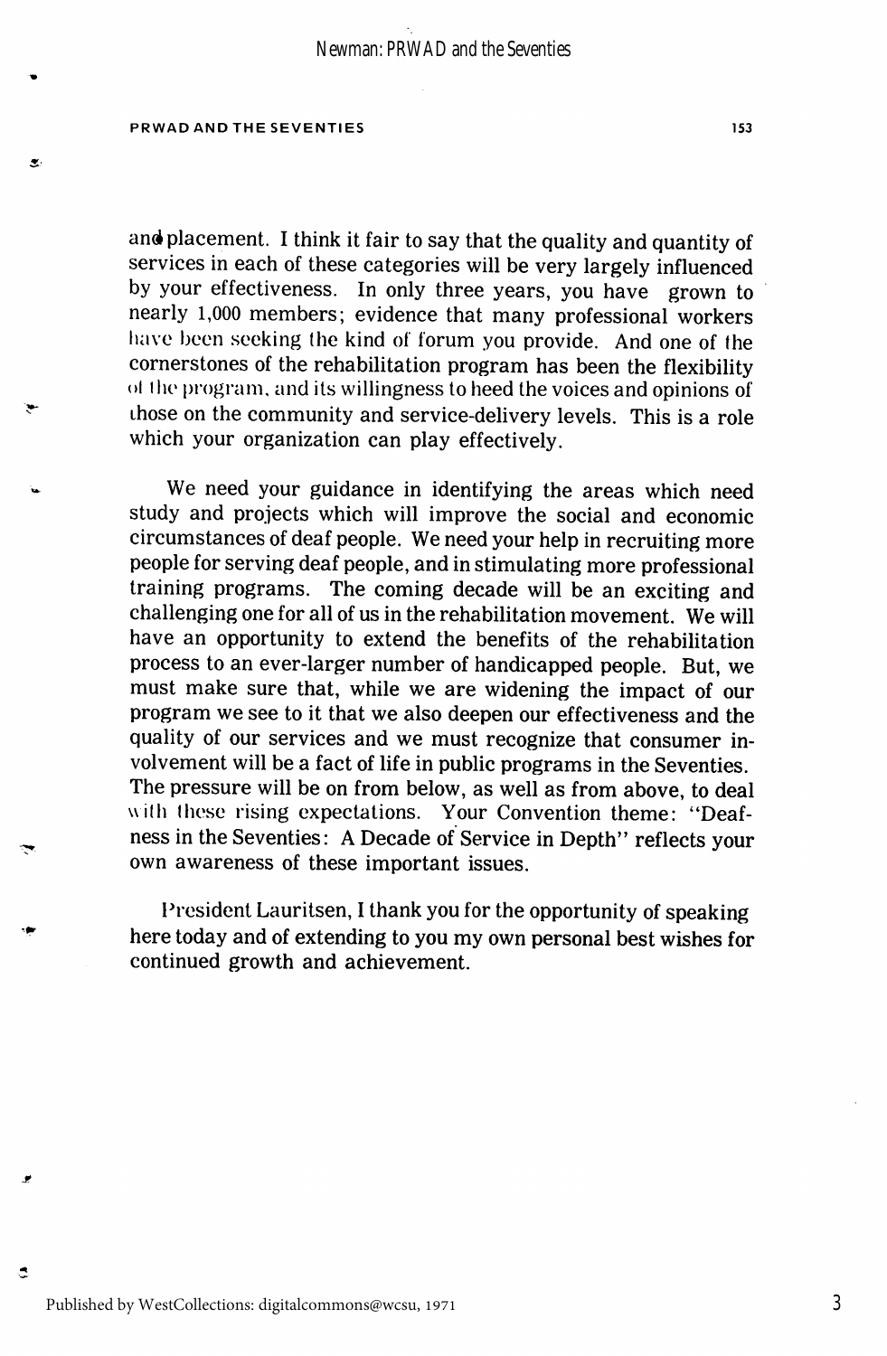and placement. I think it fair to say that the quality and quantity of services in each of these categories will be very largely influenced by your effectiveness. In only three years, you have grown to nearly 1,000 members; evidence that many professional workers have been seeking the kind of forum you provide. And one of the cornerstones of the rehabilitation program has been the flexibility of the program, and its willingness to heed the voices and opinions of those on the community and service-delivery levels. This is a role which your organization can play effectively.

We need your guidance in identifying the areas which need study and projects which will improve the social and economic circumstances of deaf people. We need your help in recruiting more people for serving deaf people, and in stimulating more professional training programs. The coming decade will be an exciting and challenging one for all of us in the rehabilitation movement. We will have an opportunity to extend the benefits of the rehabilitation process to an ever-larger number of handicapped people. But, we must make sure that, while we are widening the impact of our program we see to it that we also deepen our effectiveness and the quality of our services and we must recognize that consumer involvement will be a fact of life in public programs in the Seventies. The pressure will be on from below, as well as from above, to deal with these rising expectations. Your Convention theme: "Deafness in the Seventies: A Decade of Service in Depth" reflects your own awareness of these important issues.

President Lauritsen, I thank you for the opportunity of speaking here today and of extending to you my own personal best wishes for continued growth and achievement.